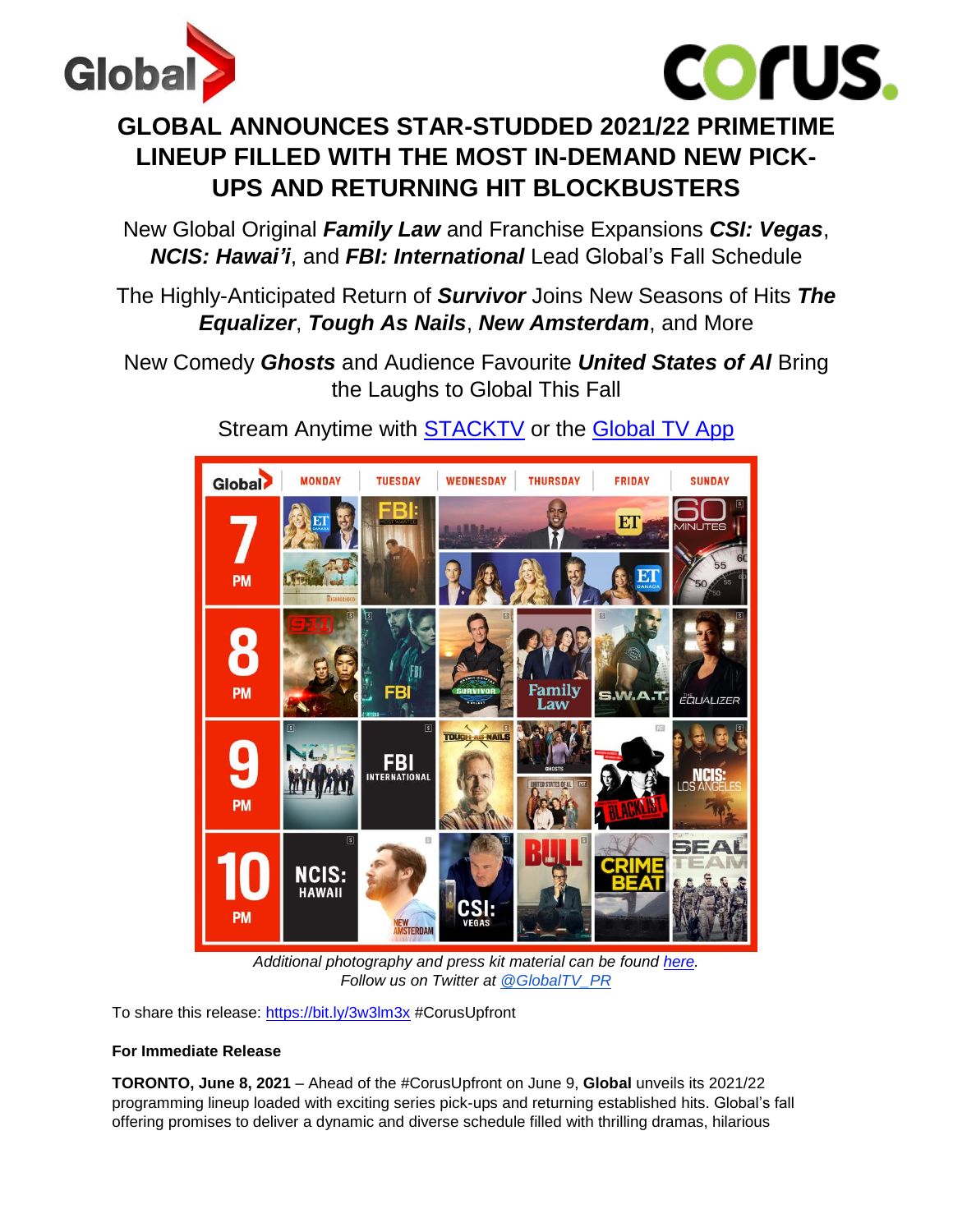# GLOBAL ANNOUNCES STAR-STUDDED 2021/22 PRIMETIME LINEUP FILLED WITH THE MOST IN-DEMAND NEW PICK-UPS AND RETURNING HIT BLOCKBUSTERS

New Global Original ***Family Law*** and Franchise Expansions ***CSI: Vegas***, ***NCIS: Hawai'i***, and ***FBI: International*** Lead Global's Fall Schedule

The Highly-Anticipated Return of ***Survivor*** Joins New Seasons of Hits ***The Equalizer***, ***Tough As Nails***, ***New Amsterdam***, and More

New Comedy ***Ghosts*** and Audience Favourite ***United States of Al*** Bring the Laughs to Global This Fall

Stream Anytime with STACKTV or the Global TV App

*Additional photography and press kit material can be found here.*
*Follow us on Twitter at @GlobalTV_PR*

To share this release: https://bit.ly/3w3lm3x #CorusUpfront

**For Immediate Release**

**TORONTO, June 8, 2021** – Ahead of the #CorusUpfront on June 9, **Global** unveils its 2021/22 programming lineup loaded with exciting series pick-ups and returning established hits. Global's fall offering promises to deliver a dynamic and diverse schedule filled with thrilling dramas, hilarious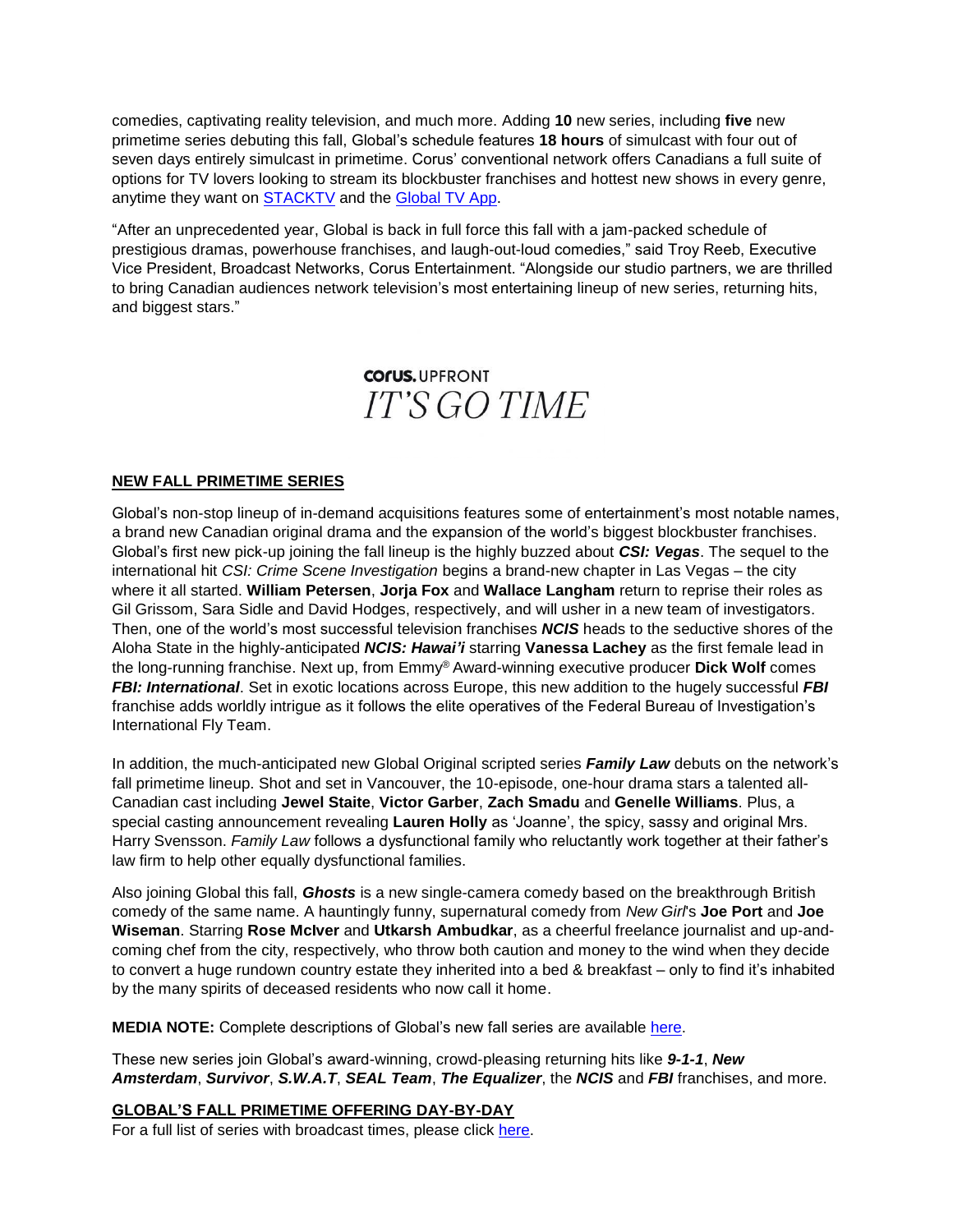comedies, captivating reality television, and much more. Adding **10** new series, including **five** new primetime series debuting this fall, Global's schedule features **18 hours** of simulcast with four out of seven days entirely simulcast in primetime. Corus' conventional network offers Canadians a full suite of options for TV lovers looking to stream its blockbuster franchises and hottest new shows in every genre, anytime they want on STACKTV and the Global TV App.

"After an unprecedented year, Global is back in full force this fall with a jam-packed schedule of prestigious dramas, powerhouse franchises, and laugh-out-loud comedies," said Troy Reeb, Executive Vice President, Broadcast Networks, Corus Entertainment. "Alongside our studio partners, we are thrilled to bring Canadian audiences network television's most entertaining lineup of new series, returning hits, and biggest stars."

**corus.** UPFRONT
*IT'S GO TIME*

## NEW FALL PRIMETIME SERIES

Global's non-stop lineup of in-demand acquisitions features some of entertainment's most notable names, a brand new Canadian original drama and the expansion of the world's biggest blockbuster franchises. Global's first new pick-up joining the fall lineup is the highly buzzed about ***CSI: Vegas***. The sequel to the international hit *CSI: Crime Scene Investigation* begins a brand-new chapter in Las Vegas – the city where it all started. **William Petersen**, **Jorja Fox** and **Wallace Langham** return to reprise their roles as Gil Grissom, Sara Sidle and David Hodges, respectively, and will usher in a new team of investigators. Then, one of the world's most successful television franchises ***NCIS*** heads to the seductive shores of the Aloha State in the highly-anticipated ***NCIS: Hawai'i*** starring **Vanessa Lachey** as the first female lead in the long-running franchise. Next up, from Emmy® Award-winning executive producer **Dick Wolf** comes ***FBI: International***. Set in exotic locations across Europe, this new addition to the hugely successful ***FBI*** franchise adds worldly intrigue as it follows the elite operatives of the Federal Bureau of Investigation's International Fly Team.

In addition, the much-anticipated new Global Original scripted series ***Family Law*** debuts on the network's fall primetime lineup. Shot and set in Vancouver, the 10-episode, one-hour drama stars a talented all-Canadian cast including **Jewel Staite**, **Victor Garber**, **Zach Smadu** and **Genelle Williams**. Plus, a special casting announcement revealing **Lauren Holly** as 'Joanne', the spicy, sassy and original Mrs. Harry Svensson. *Family Law* follows a dysfunctional family who reluctantly work together at their father's law firm to help other equally dysfunctional families.

Also joining Global this fall, ***Ghosts*** is a new single-camera comedy based on the breakthrough British comedy of the same name. A hauntingly funny, supernatural comedy from *New Girl*'s **Joe Port** and **Joe Wiseman**. Starring **Rose McIver** and **Utkarsh Ambudkar**, as a cheerful freelance journalist and up-and-coming chef from the city, respectively, who throw both caution and money to the wind when they decide to convert a huge rundown country estate they inherited into a bed & breakfast – only to find it's inhabited by the many spirits of deceased residents who now call it home.

**MEDIA NOTE:** Complete descriptions of Global's new fall series are available here.

These new series join Global's award-winning, crowd-pleasing returning hits like ***9-1-1***, ***New Amsterdam***, ***Survivor***, ***S.W.A.T***, ***SEAL Team***, ***The Equalizer***, the ***NCIS*** and ***FBI*** franchises, and more.

## GLOBAL'S FALL PRIMETIME OFFERING DAY-BY-DAY

For a full list of series with broadcast times, please click here.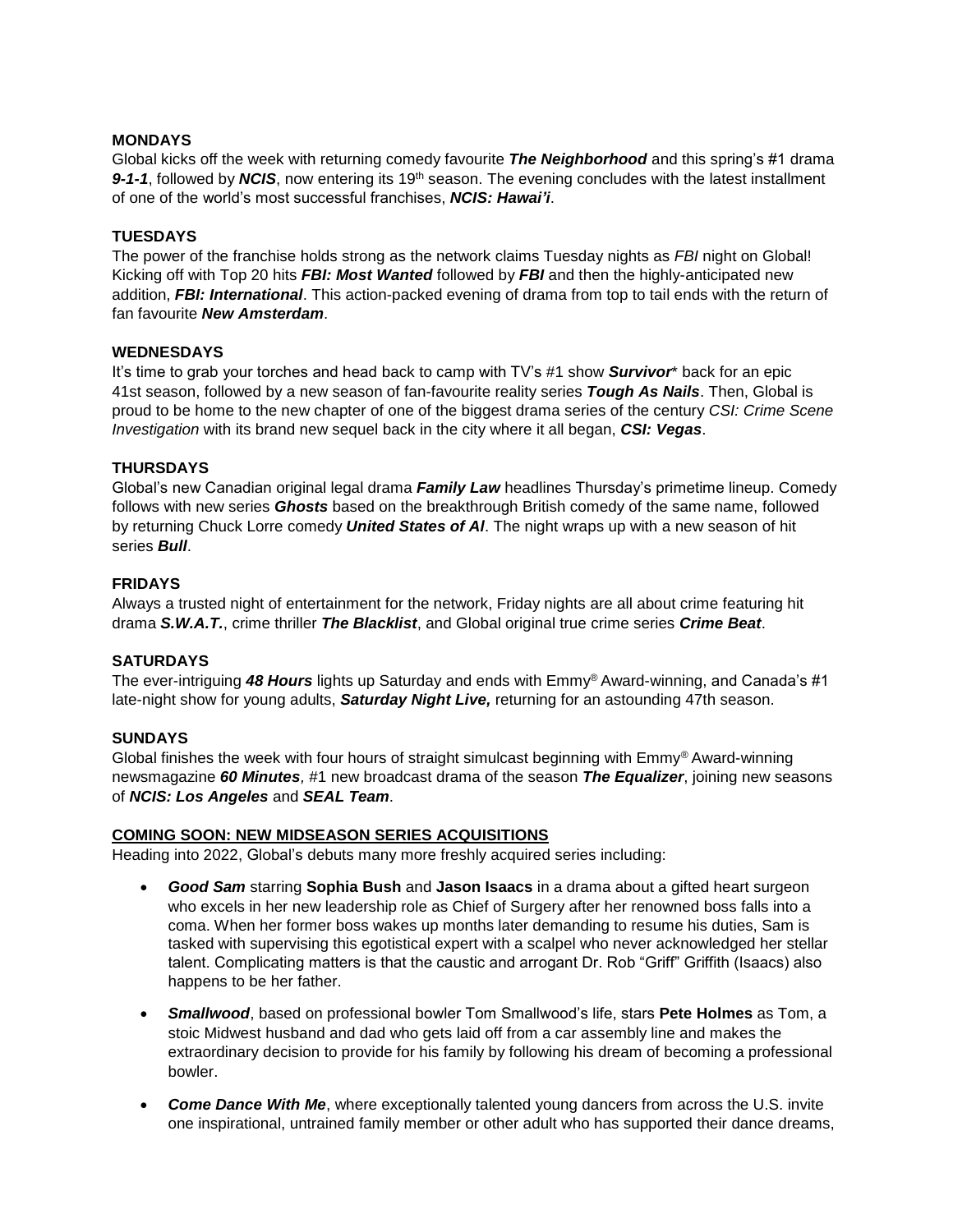### MONDAYS

Global kicks off the week with returning comedy favourite ***The Neighborhood*** and this spring's #1 drama ***9-1-1***, followed by ***NCIS***, now entering its 19th season. The evening concludes with the latest installment of one of the world's most successful franchises, ***NCIS: Hawai'i***.

### TUESDAYS

The power of the franchise holds strong as the network claims Tuesday nights as *FBI* night on Global! Kicking off with Top 20 hits ***FBI: Most Wanted*** followed by ***FBI*** and then the highly-anticipated new addition, ***FBI: International***. This action-packed evening of drama from top to tail ends with the return of fan favourite ***New Amsterdam***.

### WEDNESDAYS

It's time to grab your torches and head back to camp with TV's #1 show ***Survivor**** back for an epic 41st season, followed by a new season of fan-favourite reality series ***Tough As Nails***. Then, Global is proud to be home to the new chapter of one of the biggest drama series of the century *CSI: Crime Scene Investigation* with its brand new sequel back in the city where it all began, ***CSI: Vegas***.

### THURSDAYS

Global's new Canadian original legal drama ***Family Law*** headlines Thursday's primetime lineup. Comedy follows with new series ***Ghosts*** based on the breakthrough British comedy of the same name, followed by returning Chuck Lorre comedy ***United States of Al***. The night wraps up with a new season of hit series ***Bull***.

### FRIDAYS

Always a trusted night of entertainment for the network, Friday nights are all about crime featuring hit drama ***S.W.A.T.***, crime thriller ***The Blacklist***, and Global original true crime series ***Crime Beat***.

### SATURDAYS

The ever-intriguing ***48 Hours*** lights up Saturday and ends with Emmy® Award-winning, and Canada's #1 late-night show for young adults, ***Saturday Night Live,*** returning for an astounding 47th season.

### SUNDAYS

Global finishes the week with four hours of straight simulcast beginning with Emmy® Award-winning newsmagazine ***60 Minutes***, #1 new broadcast drama of the season ***The Equalizer***, joining new seasons of ***NCIS: Los Angeles*** and ***SEAL Team***.

### COMING SOON: NEW MIDSEASON SERIES ACQUISITIONS

Heading into 2022, Global's debuts many more freshly acquired series including:

- ***Good Sam*** starring **Sophia Bush** and **Jason Isaacs** in a drama about a gifted heart surgeon who excels in her new leadership role as Chief of Surgery after her renowned boss falls into a coma. When her former boss wakes up months later demanding to resume his duties, Sam is tasked with supervising this egotistical expert with a scalpel who never acknowledged her stellar talent. Complicating matters is that the caustic and arrogant Dr. Rob "Griff" Griffith (Isaacs) also happens to be her father.
- ***Smallwood***, based on professional bowler Tom Smallwood's life, stars **Pete Holmes** as Tom, a stoic Midwest husband and dad who gets laid off from a car assembly line and makes the extraordinary decision to provide for his family by following his dream of becoming a professional bowler.
- ***Come Dance With Me***, where exceptionally talented young dancers from across the U.S. invite one inspirational, untrained family member or other adult who has supported their dance dreams,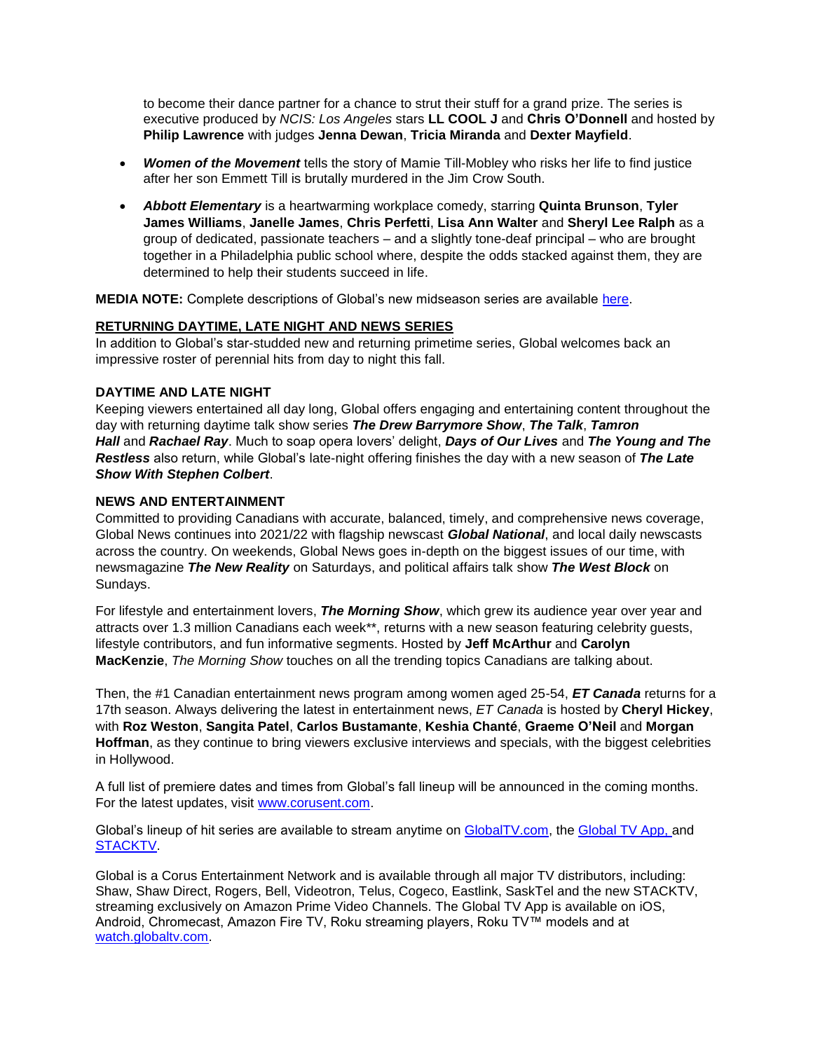to become their dance partner for a chance to strut their stuff for a grand prize. The series is executive produced by *NCIS: Los Angeles* stars **LL COOL J** and **Chris O'Donnell** and hosted by **Philip Lawrence** with judges **Jenna Dewan**, **Tricia Miranda** and **Dexter Mayfield**.

- ***Women of the Movement*** tells the story of Mamie Till-Mobley who risks her life to find justice after her son Emmett Till is brutally murdered in the Jim Crow South.
- ***Abbott Elementary*** is a heartwarming workplace comedy, starring **Quinta Brunson**, **Tyler James Williams**, **Janelle James**, **Chris Perfetti**, **Lisa Ann Walter** and **Sheryl Lee Ralph** as a group of dedicated, passionate teachers – and a slightly tone-deaf principal – who are brought together in a Philadelphia public school where, despite the odds stacked against them, they are determined to help their students succeed in life.

**MEDIA NOTE:** Complete descriptions of Global's new midseason series are available [here]().

**RETURNING DAYTIME, LATE NIGHT AND NEWS SERIES**

In addition to Global's star-studded new and returning primetime series, Global welcomes back an impressive roster of perennial hits from day to night this fall.

**DAYTIME AND LATE NIGHT**

Keeping viewers entertained all day long, Global offers engaging and entertaining content throughout the day with returning daytime talk show series ***The Drew Barrymore Show***, ***The Talk***, ***Tamron Hall*** and ***Rachael Ray***. Much to soap opera lovers' delight, ***Days of Our Lives*** and ***The Young and The Restless*** also return, while Global's late-night offering finishes the day with a new season of ***The Late Show With Stephen Colbert***.

**NEWS AND ENTERTAINMENT**

Committed to providing Canadians with accurate, balanced, timely, and comprehensive news coverage, Global News continues into 2021/22 with flagship newscast ***Global National***, and local daily newscasts across the country. On weekends, Global News goes in-depth on the biggest issues of our time, with newsmagazine ***The New Reality*** on Saturdays, and political affairs talk show ***The West Block*** on Sundays.

For lifestyle and entertainment lovers, ***The Morning Show***, which grew its audience year over year and attracts over 1.3 million Canadians each week**, returns with a new season featuring celebrity guests, lifestyle contributors, and fun informative segments. Hosted by **Jeff McArthur** and **Carolyn MacKenzie**, *The Morning Show* touches on all the trending topics Canadians are talking about.

Then, the #1 Canadian entertainment news program among women aged 25-54, ***ET Canada*** returns for a 17th season. Always delivering the latest in entertainment news, *ET Canada* is hosted by **Cheryl Hickey**, with **Roz Weston**, **Sangita Patel**, **Carlos Bustamante**, **Keshia Chanté**, **Graeme O'Neil** and **Morgan Hoffman**, as they continue to bring viewers exclusive interviews and specials, with the biggest celebrities in Hollywood.

A full list of premiere dates and times from Global's fall lineup will be announced in the coming months. For the latest updates, visit [www.corusent.com](www.corusent.com).

Global's lineup of hit series are available to stream anytime on [GlobalTV.com](), the [Global TV App,]() and [STACKTV]().

Global is a Corus Entertainment Network and is available through all major TV distributors, including: Shaw, Shaw Direct, Rogers, Bell, Videotron, Telus, Cogeco, Eastlink, SaskTel and the new STACKTV, streaming exclusively on Amazon Prime Video Channels. The Global TV App is available on iOS, Android, Chromecast, Amazon Fire TV, Roku streaming players, Roku TV™ models and at [watch.globaltv.com](watch.globaltv.com).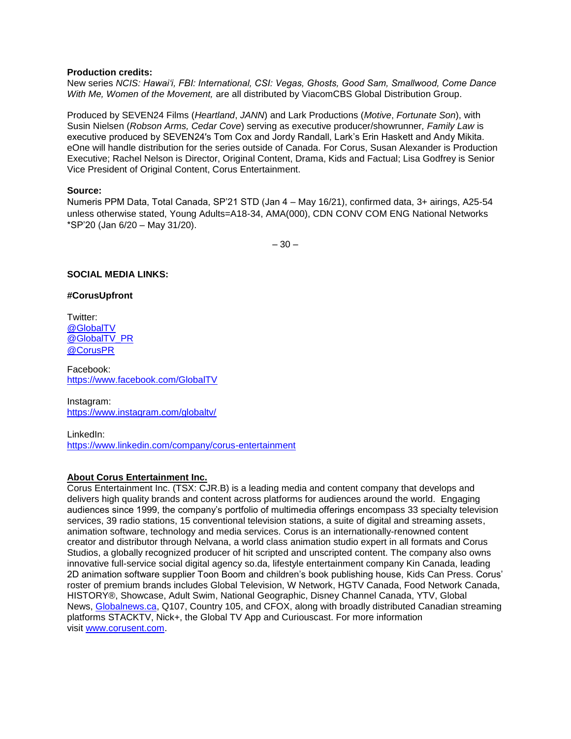**Production credits:**
New series *NCIS: Hawai'i, FBI: International, CSI: Vegas, Ghosts, Good Sam, Smallwood, Come Dance With Me, Women of the Movement,* are all distributed by ViacomCBS Global Distribution Group.

Produced by SEVEN24 Films (*Heartland*, *JANN*) and Lark Productions (*Motive*, *Fortunate Son*), with Susin Nielsen (*Robson Arms, Cedar Cove*) serving as executive producer/showrunner*, Family Law* is executive produced by SEVEN24′s Tom Cox and Jordy Randall, Lark's Erin Haskett and Andy Mikita. eOne will handle distribution for the series outside of Canada. For Corus, Susan Alexander is Production Executive; Rachel Nelson is Director, Original Content, Drama, Kids and Factual; Lisa Godfrey is Senior Vice President of Original Content, Corus Entertainment.

**Source:**
Numeris PPM Data, Total Canada, SP'21 STD (Jan 4 – May 16/21), confirmed data, 3+ airings, A25-54 unless otherwise stated, Young Adults=A18-34, AMA(000), CDN CONV COM ENG National Networks *SP'20 (Jan 6/20 – May 31/20).

– 30 –

**SOCIAL MEDIA LINKS:**

**#CorusUpfront**

Twitter:
@GlobalTV
@GlobalTV_PR
@CorusPR

Facebook:
https://www.facebook.com/GlobalTV

Instagram:
https://www.instagram.com/globaltv/

LinkedIn:
https://www.linkedin.com/company/corus-entertainment

**About Corus Entertainment Inc.**
Corus Entertainment Inc. (TSX: CJR.B) is a leading media and content company that develops and delivers high quality brands and content across platforms for audiences around the world. Engaging audiences since 1999, the company's portfolio of multimedia offerings encompass 33 specialty television services, 39 radio stations, 15 conventional television stations, a suite of digital and streaming assets, animation software, technology and media services. Corus is an internationally-renowned content creator and distributor through Nelvana, a world class animation studio expert in all formats and Corus Studios, a globally recognized producer of hit scripted and unscripted content. The company also owns innovative full-service social digital agency so.da, lifestyle entertainment company Kin Canada, leading 2D animation software supplier Toon Boom and children's book publishing house, Kids Can Press. Corus' roster of premium brands includes Global Television, W Network, HGTV Canada, Food Network Canada, HISTORY®, Showcase, Adult Swim, National Geographic, Disney Channel Canada, YTV, Global News, Globalnews.ca, Q107, Country 105, and CFOX, along with broadly distributed Canadian streaming platforms STACKTV, Nick+, the Global TV App and Curiouscast. For more information visit www.corusent.com.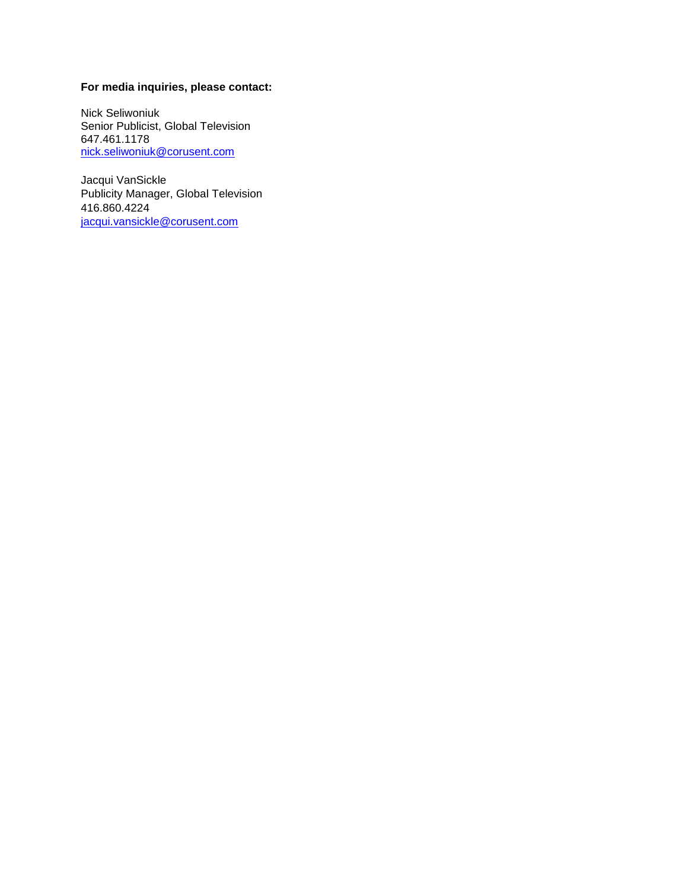**For media inquiries, please contact:**

Nick Seliwoniuk
Senior Publicist, Global Television
647.461.1178
nick.seliwoniuk@corusent.com

Jacqui VanSickle
Publicity Manager, Global Television
416.860.4224
jacqui.vansickle@corusent.com